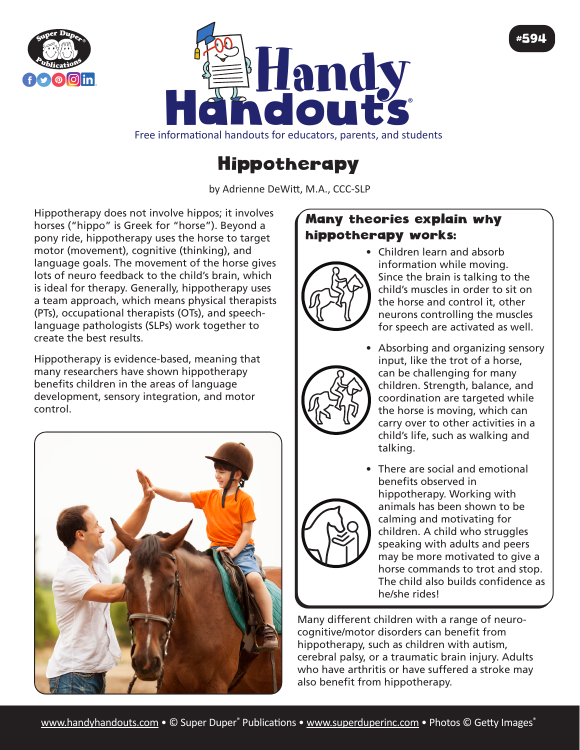# Hippotherapy

by Adrienne DeWitt, M.A., CCC-SLP

Hippotherapy does not involve hippos; it involves horses ("hippo" is Greek for "horse"). Beyond a pony ride, hippotherapy uses the horse to target motor (movement), cognitive (thinking), and language goals. The movement of the horse gives lots of neuro feedback to the child's brain, which is ideal for therapy. Generally, hippotherapy uses a team approach, which means physical therapists (PTs), occupational therapists (OTs), and speech-language pathologists (SLPs) work together to create the best results.

Hippotherapy is evidence-based, meaning that many researchers have shown hippotherapy benefits children in the areas of language development, sensory integration, and motor control.

## Many theories explain why hippotherapy works:

- Children learn and absorb information while moving. Since the brain is talking to the child's muscles in order to sit on the horse and control it, other neurons controlling the muscles for speech are activated as well.
- Absorbing and organizing sensory input, like the trot of a horse, can be challenging for many children. Strength, balance, and coordination are targeted while the horse is moving, which can carry over to other activities in a child's life, such as walking and talking.
- There are social and emotional benefits observed in hippotherapy. Working with animals has been shown to be calming and motivating for children. A child who struggles speaking with adults and peers may be more motivated to give a horse commands to trot and stop. The child also builds confidence as he/she rides!

Many different children with a range of neuro-cognitive/motor disorders can benefit from hippotherapy, such as children with autism, cerebral palsy, or a traumatic brain injury. Adults who have arthritis or have suffered a stroke may also benefit from hippotherapy.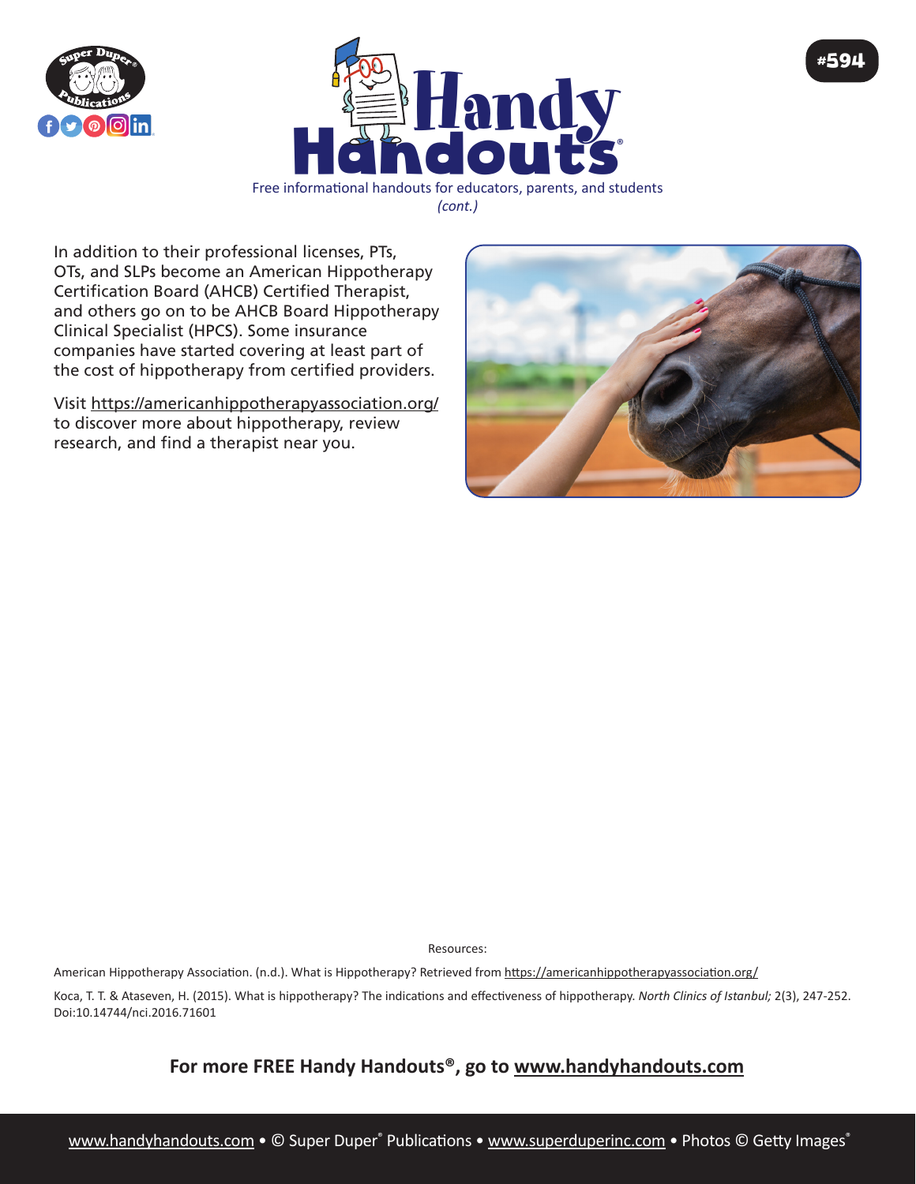In addition to their professional licenses, PTs, OTs, and SLPs become an American Hippotherapy Certification Board (AHCB) Certified Therapist, and others go on to be AHCB Board Hippotherapy Clinical Specialist (HPCS). Some insurance companies have started covering at least part of the cost of hippotherapy from certified providers.

Visit https://americanhippotherapyassociation.org/ to discover more about hippotherapy, review research, and find a therapist near you.

Resources:

American Hippotherapy Association. (n.d.). What is Hippotherapy? Retrieved from https://americanhippotherapyassociation.org/

Koca, T. T. & Ataseven, H. (2015). What is hippotherapy? The indications and effectiveness of hippotherapy. *North Clinics of Istanbul;* 2(3), 247-252. Doi:10.14744/nci.2016.71601

**For more FREE Handy Handouts®, go to www.handyhandouts.com**